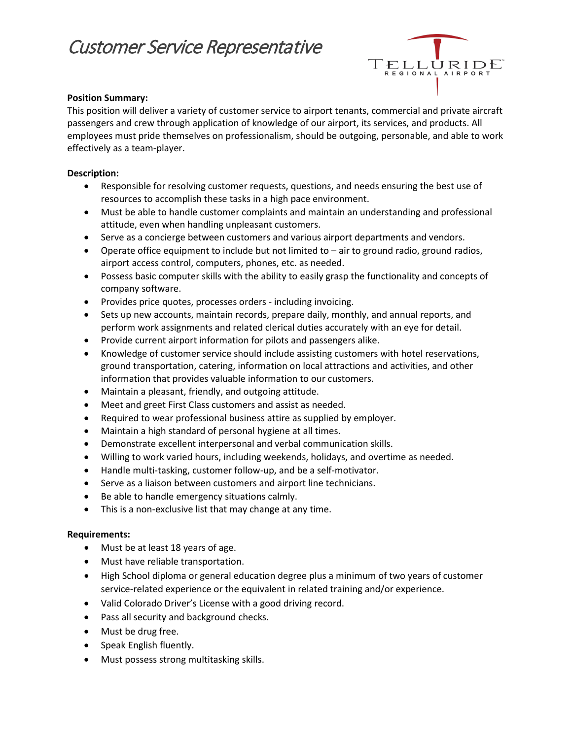# Customer Service Representative

TELLURIDE REGIONAL AIRPORT

**Position Summary:**
This position will deliver a variety of customer service to airport tenants, commercial and private aircraft passengers and crew through application of knowledge of our airport, its services, and products. All employees must pride themselves on professionalism, should be outgoing, personable, and able to work effectively as a team-player.

**Description:**

- Responsible for resolving customer requests, questions, and needs ensuring the best use of resources to accomplish these tasks in a high pace environment.
- Must be able to handle customer complaints and maintain an understanding and professional attitude, even when handling unpleasant customers.
- Serve as a concierge between customers and various airport departments and vendors.
- Operate office equipment to include but not limited to – air to ground radio, ground radios, airport access control, computers, phones, etc. as needed.
- Possess basic computer skills with the ability to easily grasp the functionality and concepts of company software.
- Provides price quotes, processes orders - including invoicing.
- Sets up new accounts, maintain records, prepare daily, monthly, and annual reports, and perform work assignments and related clerical duties accurately with an eye for detail.
- Provide current airport information for pilots and passengers alike.
- Knowledge of customer service should include assisting customers with hotel reservations, ground transportation, catering, information on local attractions and activities, and other information that provides valuable information to our customers.
- Maintain a pleasant, friendly, and outgoing attitude.
- Meet and greet First Class customers and assist as needed.
- Required to wear professional business attire as supplied by employer.
- Maintain a high standard of personal hygiene at all times.
- Demonstrate excellent interpersonal and verbal communication skills.
- Willing to work varied hours, including weekends, holidays, and overtime as needed.
- Handle multi-tasking, customer follow-up, and be a self-motivator.
- Serve as a liaison between customers and airport line technicians.
- Be able to handle emergency situations calmly.
- This is a non-exclusive list that may change at any time.

**Requirements:**

- Must be at least 18 years of age.
- Must have reliable transportation.
- High School diploma or general education degree plus a minimum of two years of customer service-related experience or the equivalent in related training and/or experience.
- Valid Colorado Driver's License with a good driving record.
- Pass all security and background checks.
- Must be drug free.
- Speak English fluently.
- Must possess strong multitasking skills.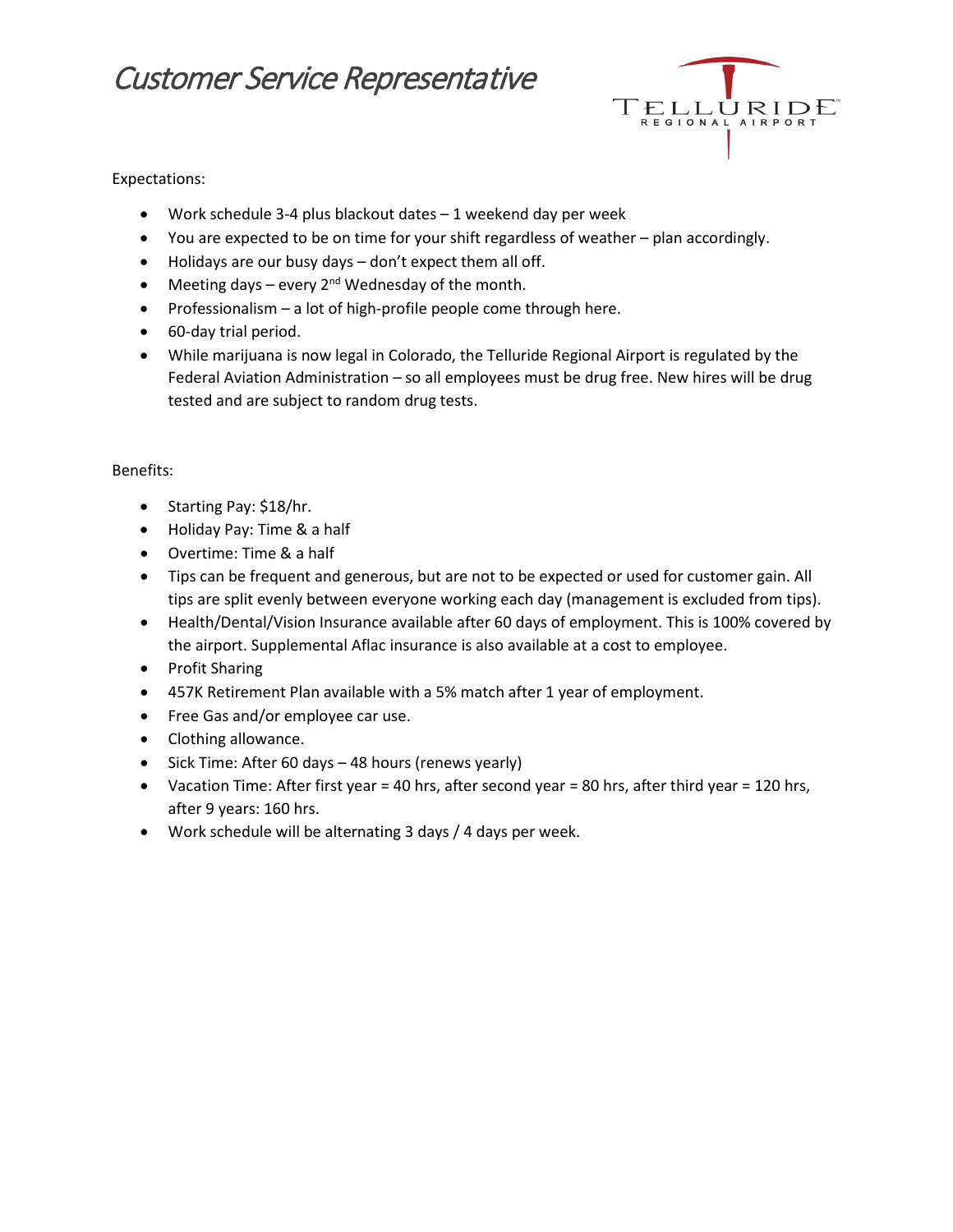# *Customer Service Representative*

Expectations:

- Work schedule 3-4 plus blackout dates – 1 weekend day per week
- You are expected to be on time for your shift regardless of weather – plan accordingly.
- Holidays are our busy days – don't expect them all off.
- Meeting days – every 2nd Wednesday of the month.
- Professionalism – a lot of high-profile people come through here.
- 60-day trial period.
- While marijuana is now legal in Colorado, the Telluride Regional Airport is regulated by the Federal Aviation Administration – so all employees must be drug free. New hires will be drug tested and are subject to random drug tests.

Benefits:

- Starting Pay: $18/hr.
- Holiday Pay: Time & a half
- Overtime: Time & a half
- Tips can be frequent and generous, but are not to be expected or used for customer gain. All tips are split evenly between everyone working each day (management is excluded from tips).
- Health/Dental/Vision Insurance available after 60 days of employment. This is 100% covered by the airport. Supplemental Aflac insurance is also available at a cost to employee.
- Profit Sharing
- 457K Retirement Plan available with a 5% match after 1 year of employment.
- Free Gas and/or employee car use.
- Clothing allowance.
- Sick Time: After 60 days – 48 hours (renews yearly)
- Vacation Time: After first year = 40 hrs, after second year = 80 hrs, after third year = 120 hrs, after 9 years: 160 hrs.
- Work schedule will be alternating 3 days / 4 days per week.